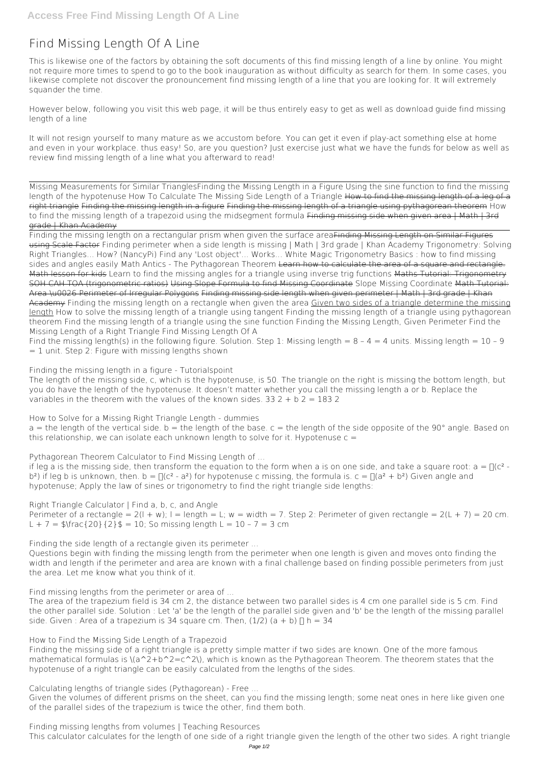# Find Missing Length Of A Line

This is likewise one of the factors by obtaining the soft documents of this find missing length of a line by online. You might not require more times to spend to go to the book inauguration as without difficulty as search for them. In some cases, you likewise complete not discover the pronouncement find missing length of a line that you are looking for. It will extremely squander the time.

However below, following you visit this web page, it will be thus entirely easy to get as well as download guide find missing length of a line

It will not resign yourself to many mature as we accustom before. You can get it even if play-act something else at home and even in your workplace. thus easy! So, are you question? Just exercise just what we have the funds for below as well as review **find missing length of a line** what you afterward to read!

Missing Measurements for Similar Triangles*Finding the Missing Length in a Figure* Using the sine function to find the missing length of the hypotenuse *How To Calculate The Missing Side Length of a Triangle* How to find the missing length of a leg of a right triangle Finding the missing length in a figure Finding the missing length of a triangle using pythagorean theorem *How to find the missing length of a trapezoid using the midsegment formula* Finding missing side when given area | Math | 3rd grade | Khan Academy

Finding the missing length on a rectangular prism when given the surface area Finding Missing Length on Similar Figures using Scale Factor *Finding perimeter when a side length is missing | Math | 3rd grade | Khan Academy Trigonometry: Solving Right Triangles... How? (NancyPi)* Find any 'Lost object'... Works... White Magic *Trigonometry Basics : how to find missing sides and angles easily* Math Antics - The Pythagorean Theorem Learn how to calculate the area of a square and rectangle. Math lesson for kids *Learn to find the missing angles for a triangle using inverse trig functions* Maths Tutorial: Trigonometry SOH CAH TOA (trigonometric ratios) Using Slope Formula to find Missing Coordinate *Slope Missing Coordinate* Math Tutorial: Area \u0026 Perimeter of Irregular Polygons Finding missing side length when given perimeter | Math | 3rd grade | Khan Academy *Finding the missing length on a rectangle when given the area* Given two sides of a triangle determine the missing length *How to solve the missing length of a triangle using tangent* *Finding the missing length of a triangle using pythagorean theorem* *Find the missing length of a triangle using the sine function* *Finding the Missing Length, Given Perimeter* *Find the Missing Length of a Right Triangle* **Find Missing Length Of A**

Find the missing length(s) in the following figure. Solution. Step 1: Missing length = 8 – 4 = 4 units. Missing length = 10 – 9 = 1 unit. Step 2: Figure with missing lengths shown

**Finding the missing length in a figure - Tutorialspoint**

The length of the missing side, c, which is the hypotenuse, is 50. The triangle on the right is missing the bottom length, but you do have the length of the hypotenuse. It doesn't matter whether you call the missing length a or b. Replace the variables in the theorem with the values of the known sides. 33 2 + b 2 = 183 2

**How to Solve for a Missing Right Triangle Length - dummies**

a = the length of the vertical side. b = the length of the base. c = the length of the side opposite of the 90° angle. Based on this relationship, we can isolate each unknown length to solve for it. Hypotenuse c =

**Pythagorean Theorem Calculator to Find Missing Length of ...**

if leg a is the missing side, then transform the equation to the form when a is on one side, and take a square root: $a = √(c^2 - b^2)$ if leg b is unknown, then. $b = √(c^2 - a^2)$ for hypotenuse c missing, the formula is. $c = √(a^2 + b^2)$ Given angle and hypotenuse; Apply the law of sines or trigonometry to find the right triangle side lengths:

**Right Triangle Calculator | Find a, b, c, and Angle**

Perimeter of a rectangle = 2(l + w); l = length = L; w = width = 7. Step 2: Perimeter of given rectangle = 2(L + 7) = 20 cm. L + 7 = $\frac{20}{2}$ = 10; So missing length L = 10 – 7 = 3 cm

**Finding the side length of a rectangle given its perimeter ...**

Questions begin with finding the missing length from the perimeter when one length is given and moves onto finding the width and length if the perimeter and area are known with a final challenge based on finding possible perimeters from just the area. Let me know what you think of it.

**Find missing lengths from the perimeter or area of ...**

The area of the trapezium field is 34 cm 2, the distance between two parallel sides is 4 cm one parallel side is 5 cm. Find the other parallel side. Solution : Let 'a' be the length of the parallel side given and 'b' be the length of the missing parallel side. Given : Area of a trapezium is 34 square cm. Then, (1/2) (a + b) ⋅ h = 34

**How to Find the Missing Side Length of a Trapezoid**

Finding the missing side of a right triangle is a pretty simple matter if two sides are known. One of the more famous mathematical formulas is \(a^2+b^2=c^2\), which is known as the Pythagorean Theorem. The theorem states that the hypotenuse of a right triangle can be easily calculated from the lengths of the sides.

**Calculating lengths of triangle sides (Pythagorean) - Free ...**

Given the volumes of different prisms on the sheet, can you find the missing length; some neat ones in here like given one of the parallel sides of the trapezium is twice the other, find them both.

**Finding missing lengths from volumes | Teaching Resources**

This calculator calculates for the length of one side of a right triangle given the length of the other two sides. A right triangle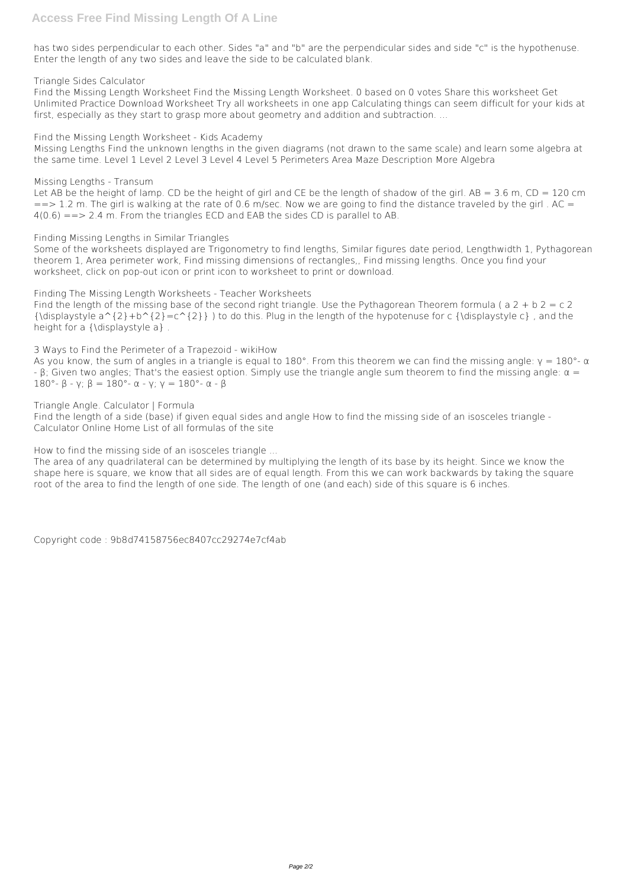has two sides perpendicular to each other. Sides "a" and "b" are the perpendicular sides and side "c" is the hypothenuse. Enter the length of any two sides and leave the side to be calculated blank.

Triangle Sides Calculator

Find the Missing Length Worksheet Find the Missing Length Worksheet. 0 based on 0 votes Share this worksheet Get Unlimited Practice Download Worksheet Try all worksheets in one app Calculating things can seem difficult for your kids at first, especially as they start to grasp more about geometry and addition and subtraction. ...

Find the Missing Length Worksheet - Kids Academy

Missing Lengths Find the unknown lengths in the given diagrams (not drawn to the same scale) and learn some algebra at the same time. Level 1 Level 2 Level 3 Level 4 Level 5 Perimeters Area Maze Description More Algebra

Missing Lengths - Transum

Let AB be the height of lamp. CD be the height of girl and CE be the length of shadow of the girl. AB = 3.6 m, CD = 120 cm ==> 1.2 m. The girl is walking at the rate of 0.6 m/sec. Now we are going to find the distance traveled by the girl . AC = 4(0.6) ==> 2.4 m. From the triangles ECD and EAB the sides CD is parallel to AB.

Finding Missing Lengths in Similar Triangles

Some of the worksheets displayed are Trigonometry to find lengths, Similar figures date period, Lengthwidth 1, Pythagorean theorem 1, Area perimeter work, Find missing dimensions of rectangles,, Find missing lengths. Once you find your worksheet, click on pop-out icon or print icon to worksheet to print or download.

Finding The Missing Length Worksheets - Teacher Worksheets

Find the length of the missing base of the second right triangle. Use the Pythagorean Theorem formula ( a 2 + b 2 = c 2 {\displaystyle a^{2}+b^{2}=c^{2}} ) to do this. Plug in the length of the hypotenuse for c {\displaystyle c} , and the height for a {\displaystyle a} .

3 Ways to Find the Perimeter of a Trapezoid - wikiHow

As you know, the sum of angles in a triangle is equal to 180°. From this theorem we can find the missing angle: $\gamma = 180° - \alpha - \beta$; Given two angles; That's the easiest option. Simply use the triangle angle sum theorem to find the missing angle: $\alpha = 180° - \beta - \gamma$; $\beta = 180° - \alpha - \gamma$; $\gamma = 180° - \alpha - \beta$

Triangle Angle. Calculator | Formula

Find the length of a side (base) if given equal sides and angle How to find the missing side of an isosceles triangle - Calculator Online Home List of all formulas of the site

How to find the missing side of an isosceles triangle ...

The area of any quadrilateral can be determined by multiplying the length of its base by its height. Since we know the shape here is square, we know that all sides are of equal length. From this we can work backwards by taking the square root of the area to find the length of one side. The length of one (and each) side of this square is 6 inches.

Copyright code : 9b8d74158756ec8407cc29274e7cf4ab